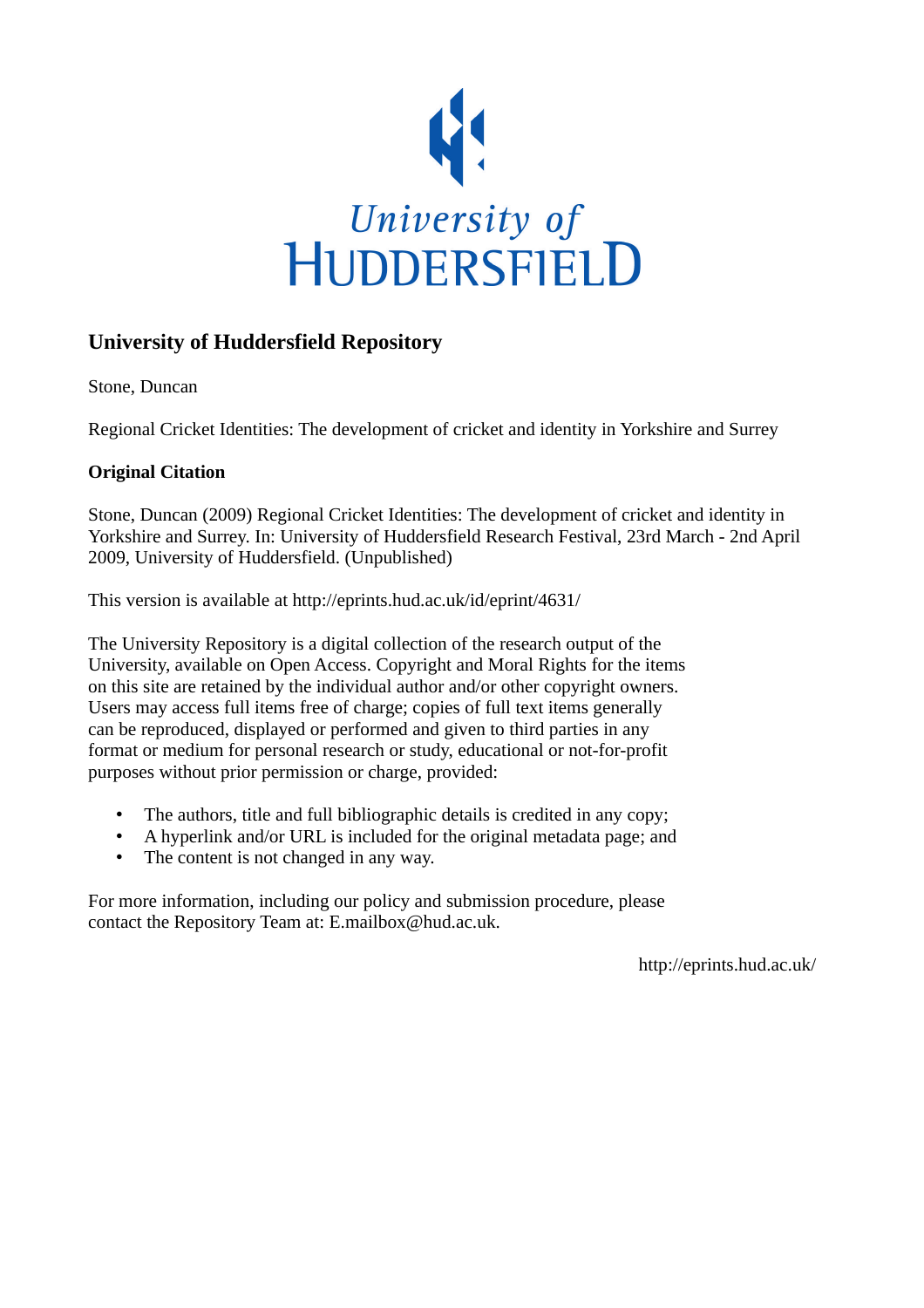University of HUDDERSFIELD

## University of Huddersfield Repository

Stone, Duncan

Regional Cricket Identities: The development of cricket and identity in Yorkshire and Surrey

### Original Citation

Stone, Duncan (2009) Regional Cricket Identities: The development of cricket and identity in Yorkshire and Surrey. In: University of Huddersfield Research Festival, 23rd March - 2nd April 2009, University of Huddersfield. (Unpublished)

This version is available at http://eprints.hud.ac.uk/id/eprint/4631/

The University Repository is a digital collection of the research output of the University, available on Open Access. Copyright and Moral Rights for the items on this site are retained by the individual author and/or other copyright owners. Users may access full items free of charge; copies of full text items generally can be reproduced, displayed or performed and given to third parties in any format or medium for personal research or study, educational or not-for-profit purposes without prior permission or charge, provided:

- The authors, title and full bibliographic details is credited in any copy;
- A hyperlink and/or URL is included for the original metadata page; and
- The content is not changed in any way.

For more information, including our policy and submission procedure, please contact the Repository Team at: E.mailbox@hud.ac.uk.

http://eprints.hud.ac.uk/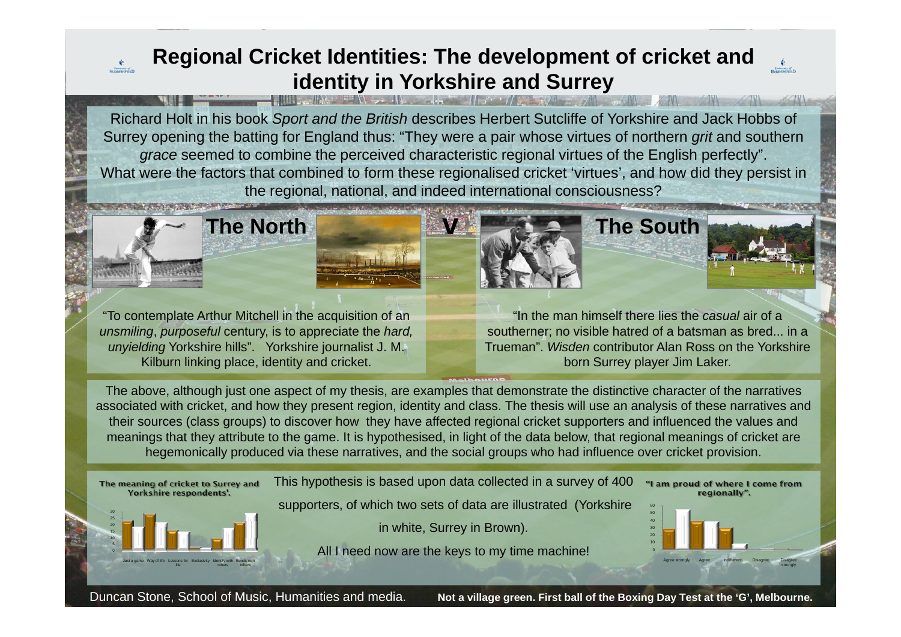# Regional Cricket Identities: The development of cricket and identity in Yorkshire and Surrey

Richard Holt in his book *Sport and the British* describes Herbert Sutcliffe of Yorkshire and Jack Hobbs of Surrey opening the batting for England thus: "They were a pair whose virtues of northern *grit* and southern *grace* seemed to combine the perceived characteristic regional virtues of the English perfectly". What were the factors that combined to form these regionalised cricket 'virtues', and how did they persist in the regional, national, and indeed international consciousness?

## The North V The South

"To contemplate Arthur Mitchell in the acquisition of an *unsmiling*, *purposeful* century, is to appreciate the *hard, unyielding* Yorkshire hills". Yorkshire journalist J. M. Kilburn linking place, identity and cricket.

"In the man himself there lies the *casual* air of a southerner; no visible hatred of a batsman as bred... in a Trueman". *Wisden* contributor Alan Ross on the Yorkshire born Surrey player Jim Laker.

The above, although just one aspect of my thesis, are examples that demonstrate the distinctive character of the narratives associated with cricket, and how they present region, identity and class. The thesis will use an analysis of these narratives and their sources (class groups) to discover how they have affected regional cricket supporters and influenced the values and meanings that they attribute to the game. It is hypothesised, in light of the data below, that regional meanings of cricket are hegemonically produced via these narratives, and the social groups who had influence over cricket provision.

**The meaning of cricket to Surrey and Yorkshire respondents'.**

0
5
10
15
20
25
30

Just a game
Way of life
Lessons for life
Exclusivity
Identify with others
Bonds with others

This hypothesis is based upon data collected in a survey of 400 supporters, of which two sets of data are illustrated (Yorkshire in white, Surrey in Brown).

All I need now are the keys to my time machine!

**"I am proud of where I come from regionally".**

0
10
20
30
40
50
60

Agree strongly
Agree
indifferent
Disagree
Disagree strongly

Duncan Stone, School of Music, Humanities and media.

**Not a village green. First ball of the Boxing Day Test at the 'G', Melbourne.**